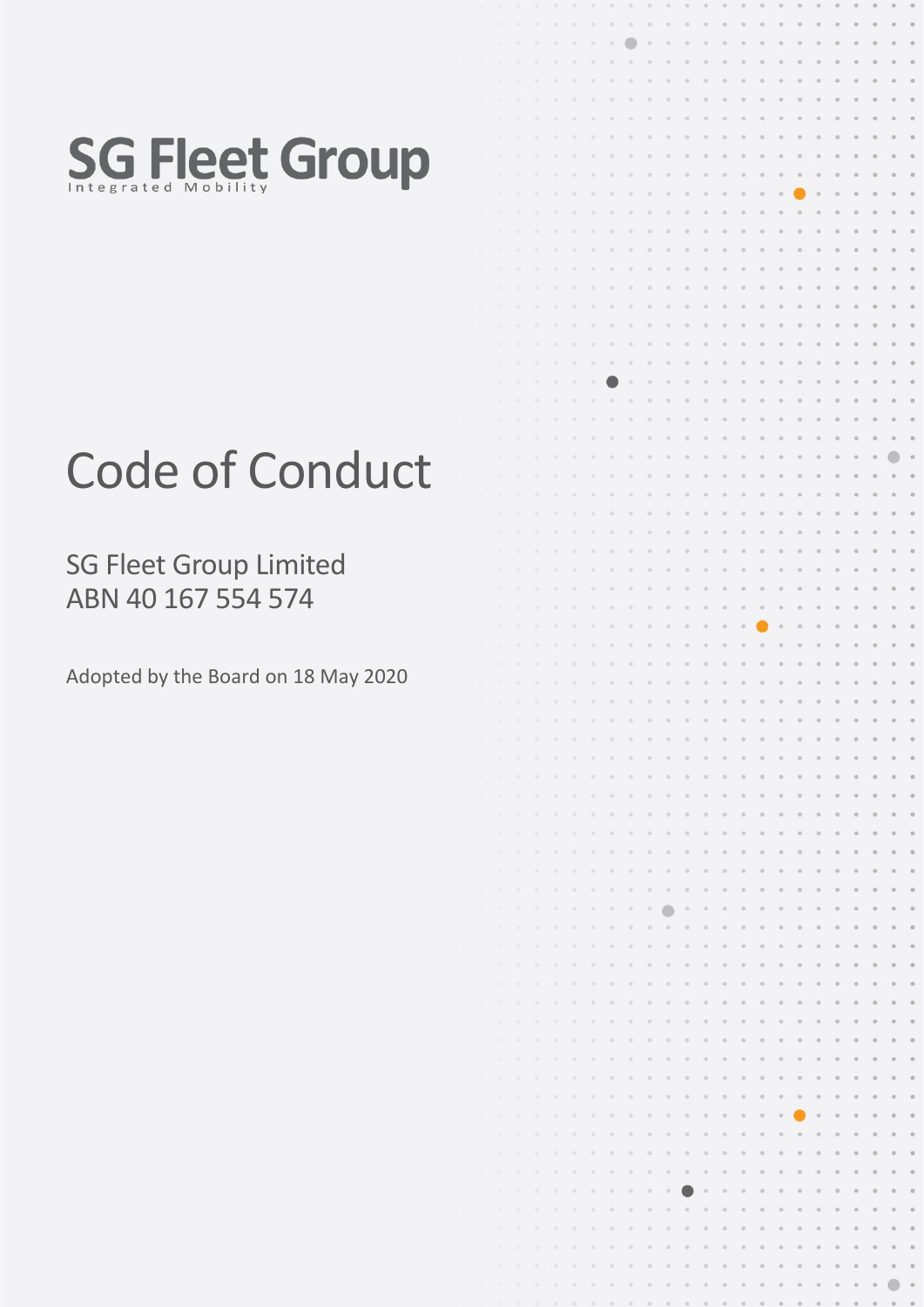SG Fleet Group

Integrated Mobility

# Code of Conduct

SG Fleet Group Limited
ABN 40 167 554 574

Adopted by the Board on 18 May 2020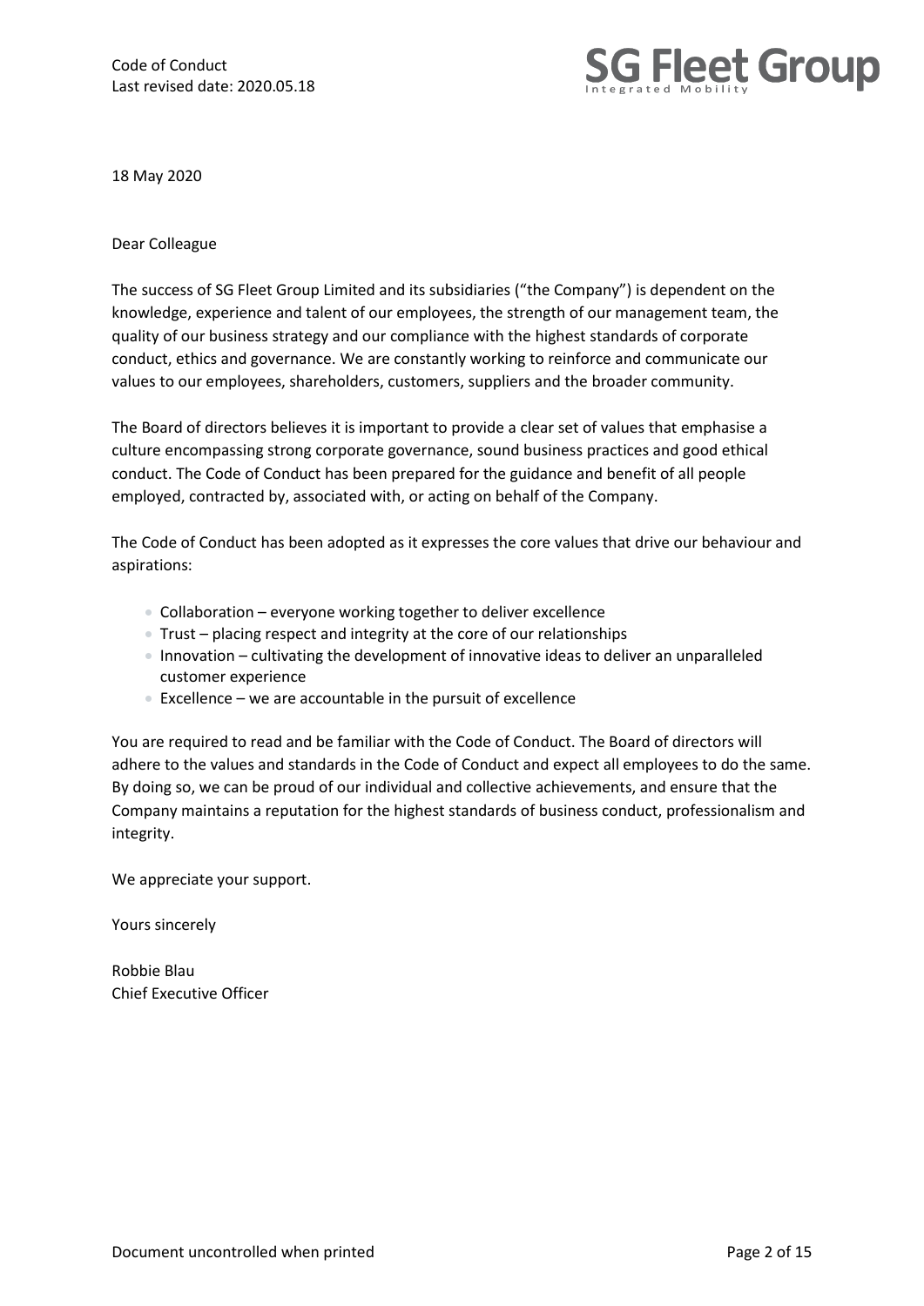18 May 2020

Dear Colleague

The success of SG Fleet Group Limited and its subsidiaries ("the Company") is dependent on the knowledge, experience and talent of our employees, the strength of our management team, the quality of our business strategy and our compliance with the highest standards of corporate conduct, ethics and governance. We are constantly working to reinforce and communicate our values to our employees, shareholders, customers, suppliers and the broader community.

The Board of directors believes it is important to provide a clear set of values that emphasise a culture encompassing strong corporate governance, sound business practices and good ethical conduct. The Code of Conduct has been prepared for the guidance and benefit of all people employed, contracted by, associated with, or acting on behalf of the Company.

The Code of Conduct has been adopted as it expresses the core values that drive our behaviour and aspirations:

- Collaboration – everyone working together to deliver excellence
- Trust – placing respect and integrity at the core of our relationships
- Innovation – cultivating the development of innovative ideas to deliver an unparalleled customer experience
- Excellence – we are accountable in the pursuit of excellence

You are required to read and be familiar with the Code of Conduct. The Board of directors will adhere to the values and standards in the Code of Conduct and expect all employees to do the same. By doing so, we can be proud of our individual and collective achievements, and ensure that the Company maintains a reputation for the highest standards of business conduct, professionalism and integrity.

We appreciate your support.

Yours sincerely

Robbie Blau
Chief Executive Officer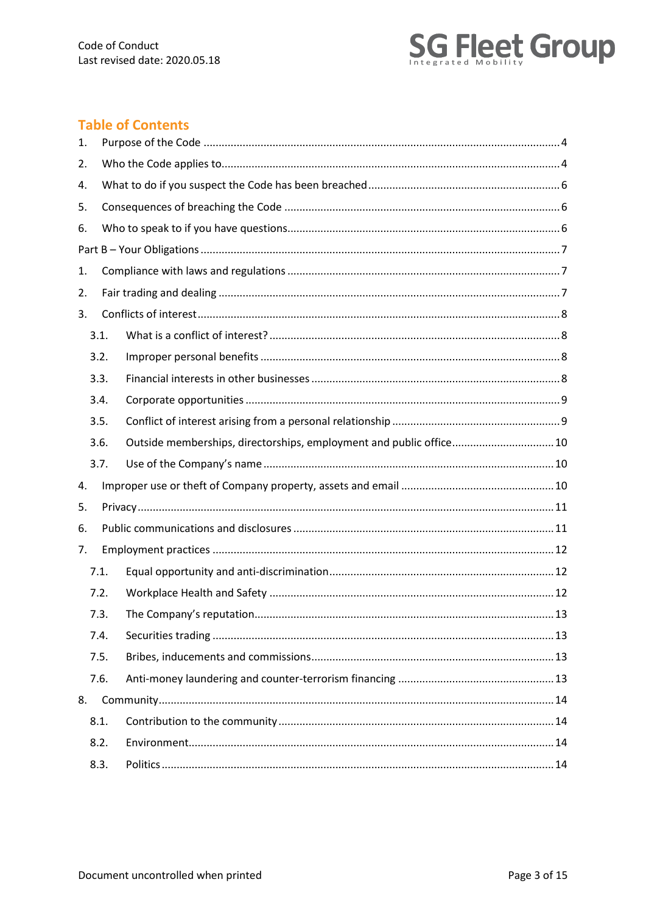## Table of Contents

1. Purpose of the Code ....... 4
2. Who the Code applies to ....... 4
4. What to do if you suspect the Code has been breached ....... 6
5. Consequences of breaching the Code ....... 6
6. Who to speak to if you have questions ....... 6

Part B – Your Obligations ....... 7

1. Compliance with laws and regulations ....... 7
2. Fair trading and dealing ....... 7
3. Conflicts of interest ....... 8
   - 3.1. What is a conflict of interest? ....... 8
   - 3.2. Improper personal benefits ....... 8
   - 3.3. Financial interests in other businesses ....... 8
   - 3.4. Corporate opportunities ....... 9
   - 3.5. Conflict of interest arising from a personal relationship ....... 9
   - 3.6. Outside memberships, directorships, employment and public office ....... 10
   - 3.7. Use of the Company's name ....... 10
4. Improper use or theft of Company property, assets and email ....... 10
5. Privacy ....... 11
6. Public communications and disclosures ....... 11
7. Employment practices ....... 12
   - 7.1. Equal opportunity and anti-discrimination ....... 12
   - 7.2. Workplace Health and Safety ....... 12
   - 7.3. The Company's reputation ....... 13
   - 7.4. Securities trading ....... 13
   - 7.5. Bribes, inducements and commissions ....... 13
   - 7.6. Anti-money laundering and counter-terrorism financing ....... 13
8. Community ....... 14
   - 8.1. Contribution to the community ....... 14
   - 8.2. Environment ....... 14
   - 8.3. Politics ....... 14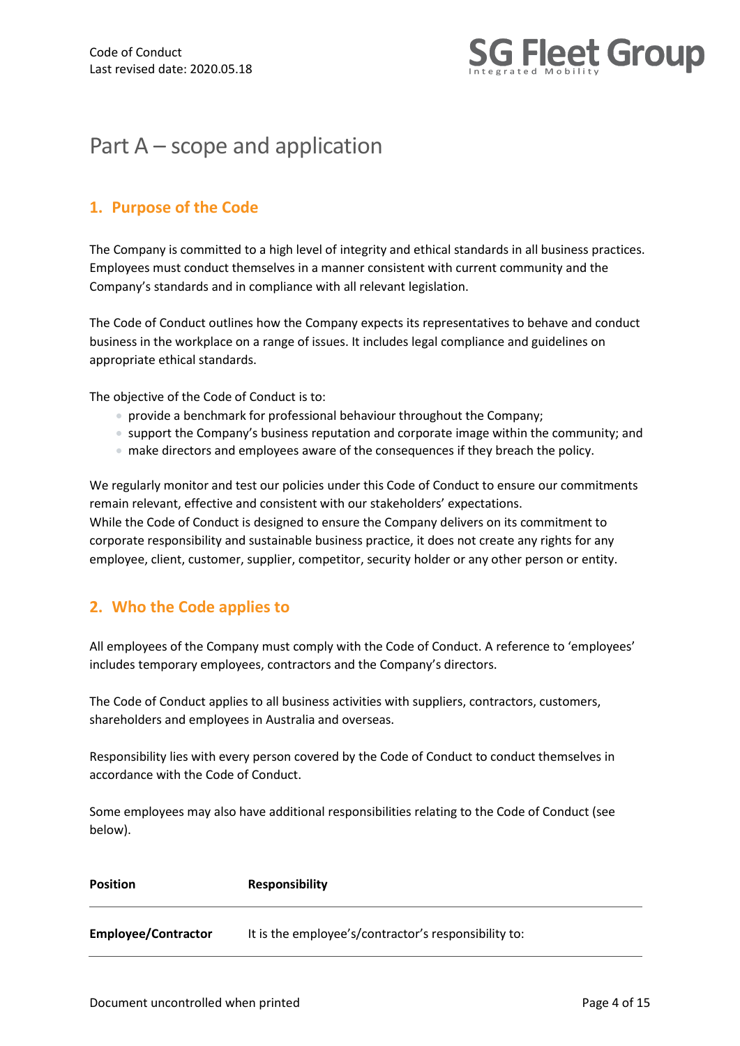# Part A – scope and application

## 1. Purpose of the Code

The Company is committed to a high level of integrity and ethical standards in all business practices. Employees must conduct themselves in a manner consistent with current community and the Company's standards and in compliance with all relevant legislation.

The Code of Conduct outlines how the Company expects its representatives to behave and conduct business in the workplace on a range of issues. It includes legal compliance and guidelines on appropriate ethical standards.

The objective of the Code of Conduct is to:

- provide a benchmark for professional behaviour throughout the Company;
- support the Company's business reputation and corporate image within the community; and
- make directors and employees aware of the consequences if they breach the policy.

We regularly monitor and test our policies under this Code of Conduct to ensure our commitments remain relevant, effective and consistent with our stakeholders' expectations.
While the Code of Conduct is designed to ensure the Company delivers on its commitment to corporate responsibility and sustainable business practice, it does not create any rights for any employee, client, customer, supplier, competitor, security holder or any other person or entity.

## 2. Who the Code applies to

All employees of the Company must comply with the Code of Conduct. A reference to 'employees' includes temporary employees, contractors and the Company's directors.

The Code of Conduct applies to all business activities with suppliers, contractors, customers, shareholders and employees in Australia and overseas.

Responsibility lies with every person covered by the Code of Conduct to conduct themselves in accordance with the Code of Conduct.

Some employees may also have additional responsibilities relating to the Code of Conduct (see below).

| Position | Responsibility |
|---|---|
| **Employee/Contractor** | It is the employee's/contractor's responsibility to: |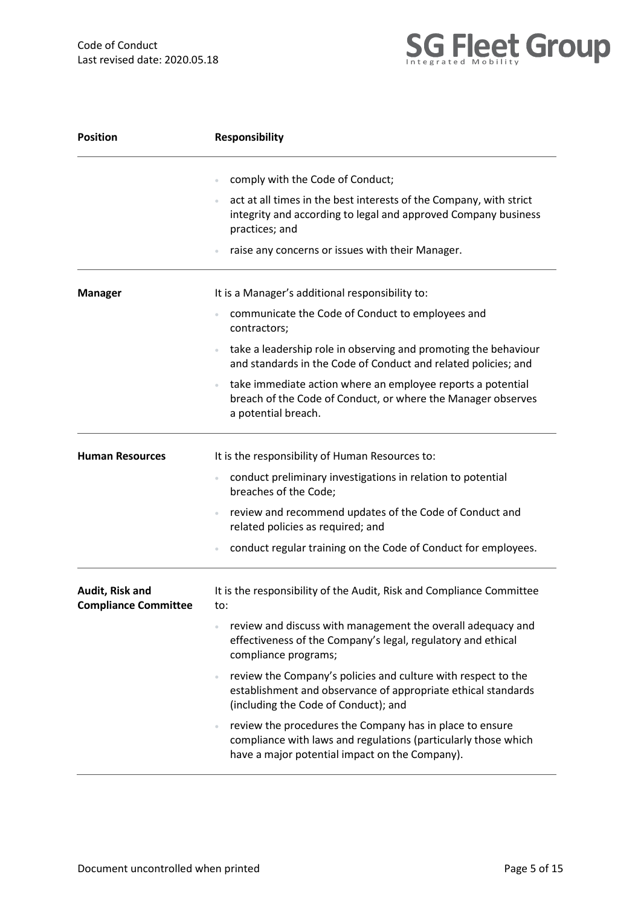| Position | Responsibility |
|---|---|
| | • comply with the Code of Conduct;<br>• act at all times in the best interests of the Company, with strict integrity and according to legal and approved Company business practices; and<br>• raise any concerns or issues with their Manager. |
| **Manager** | It is a Manager's additional responsibility to:<br>• communicate the Code of Conduct to employees and contractors;<br>• take a leadership role in observing and promoting the behaviour and standards in the Code of Conduct and related policies; and<br>• take immediate action where an employee reports a potential breach of the Code of Conduct, or where the Manager observes a potential breach. |
| **Human Resources** | It is the responsibility of Human Resources to:<br>• conduct preliminary investigations in relation to potential breaches of the Code;<br>• review and recommend updates of the Code of Conduct and related policies as required; and<br>• conduct regular training on the Code of Conduct for employees. |
| **Audit, Risk and Compliance Committee** | It is the responsibility of the Audit, Risk and Compliance Committee to:<br>• review and discuss with management the overall adequacy and effectiveness of the Company's legal, regulatory and ethical compliance programs;<br>• review the Company's policies and culture with respect to the establishment and observance of appropriate ethical standards (including the Code of Conduct); and<br>• review the procedures the Company has in place to ensure compliance with laws and regulations (particularly those which have a major potential impact on the Company). |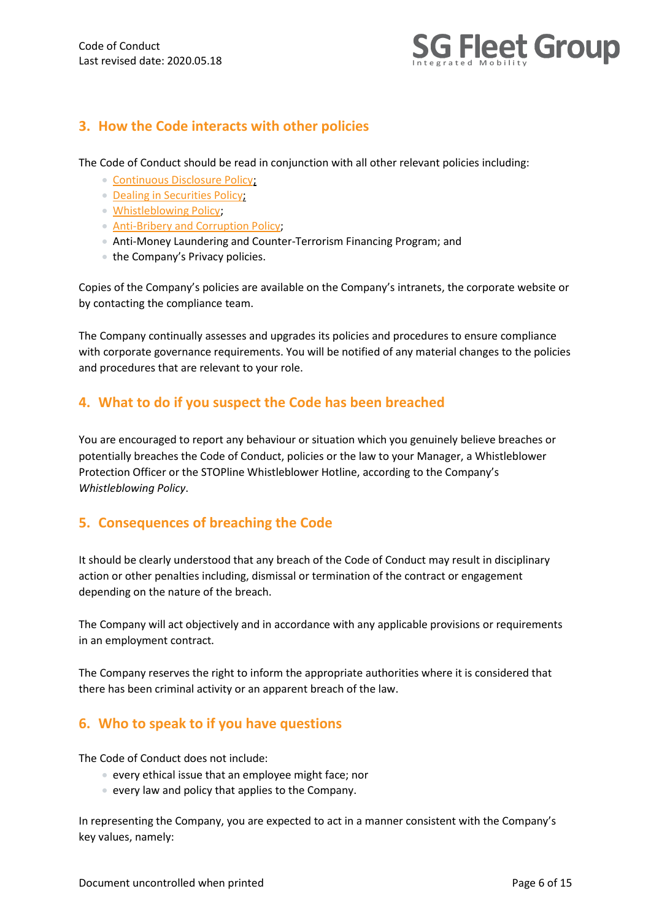## 3. How the Code interacts with other policies

The Code of Conduct should be read in conjunction with all other relevant policies including:

- Continuous Disclosure Policy;
- Dealing in Securities Policy;
- Whistleblowing Policy;
- Anti-Bribery and Corruption Policy;
- Anti-Money Laundering and Counter-Terrorism Financing Program; and
- the Company's Privacy policies.

Copies of the Company's policies are available on the Company's intranets, the corporate website or by contacting the compliance team.

The Company continually assesses and upgrades its policies and procedures to ensure compliance with corporate governance requirements. You will be notified of any material changes to the policies and procedures that are relevant to your role.

## 4. What to do if you suspect the Code has been breached

You are encouraged to report any behaviour or situation which you genuinely believe breaches or potentially breaches the Code of Conduct, policies or the law to your Manager, a Whistleblower Protection Officer or the STOPline Whistleblower Hotline, according to the Company's *Whistleblowing Policy*.

## 5. Consequences of breaching the Code

It should be clearly understood that any breach of the Code of Conduct may result in disciplinary action or other penalties including, dismissal or termination of the contract or engagement depending on the nature of the breach.

The Company will act objectively and in accordance with any applicable provisions or requirements in an employment contract.

The Company reserves the right to inform the appropriate authorities where it is considered that there has been criminal activity or an apparent breach of the law.

## 6. Who to speak to if you have questions

The Code of Conduct does not include:

- every ethical issue that an employee might face; nor
- every law and policy that applies to the Company.

In representing the Company, you are expected to act in a manner consistent with the Company's key values, namely: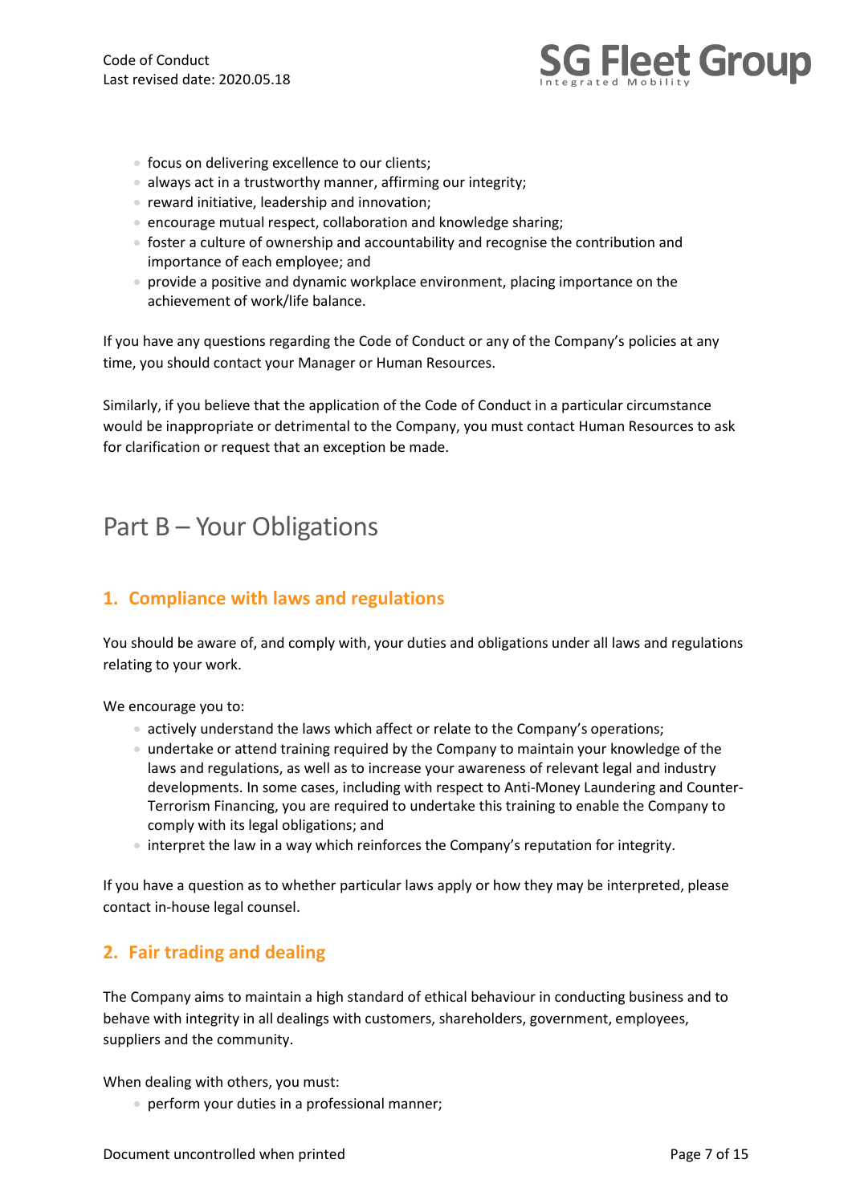- focus on delivering excellence to our clients;
- always act in a trustworthy manner, affirming our integrity;
- reward initiative, leadership and innovation;
- encourage mutual respect, collaboration and knowledge sharing;
- foster a culture of ownership and accountability and recognise the contribution and importance of each employee; and
- provide a positive and dynamic workplace environment, placing importance on the achievement of work/life balance.

If you have any questions regarding the Code of Conduct or any of the Company's policies at any time, you should contact your Manager or Human Resources.

Similarly, if you believe that the application of the Code of Conduct in a particular circumstance would be inappropriate or detrimental to the Company, you must contact Human Resources to ask for clarification or request that an exception be made.

# Part B – Your Obligations

## 1. Compliance with laws and regulations

You should be aware of, and comply with, your duties and obligations under all laws and regulations relating to your work.

We encourage you to:

- actively understand the laws which affect or relate to the Company's operations;
- undertake or attend training required by the Company to maintain your knowledge of the laws and regulations, as well as to increase your awareness of relevant legal and industry developments. In some cases, including with respect to Anti-Money Laundering and Counter-Terrorism Financing, you are required to undertake this training to enable the Company to comply with its legal obligations; and
- interpret the law in a way which reinforces the Company's reputation for integrity.

If you have a question as to whether particular laws apply or how they may be interpreted, please contact in-house legal counsel.

## 2. Fair trading and dealing

The Company aims to maintain a high standard of ethical behaviour in conducting business and to behave with integrity in all dealings with customers, shareholders, government, employees, suppliers and the community.

When dealing with others, you must:

- perform your duties in a professional manner;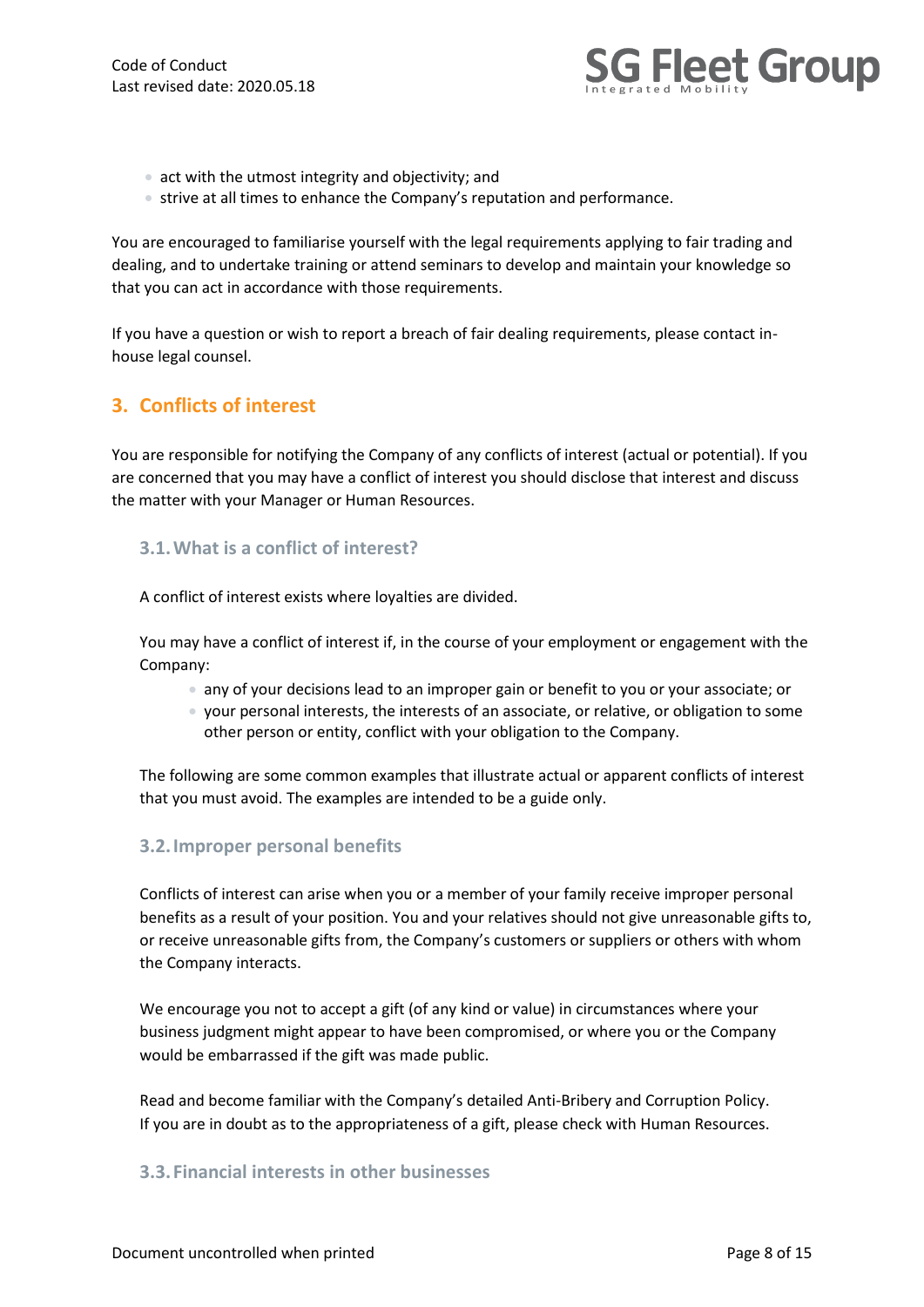- act with the utmost integrity and objectivity; and
- strive at all times to enhance the Company's reputation and performance.

You are encouraged to familiarise yourself with the legal requirements applying to fair trading and dealing, and to undertake training or attend seminars to develop and maintain your knowledge so that you can act in accordance with those requirements.

If you have a question or wish to report a breach of fair dealing requirements, please contact in-house legal counsel.

## 3. Conflicts of interest

You are responsible for notifying the Company of any conflicts of interest (actual or potential). If you are concerned that you may have a conflict of interest you should disclose that interest and discuss the matter with your Manager or Human Resources.

### 3.1. What is a conflict of interest?

A conflict of interest exists where loyalties are divided.

You may have a conflict of interest if, in the course of your employment or engagement with the Company:

- any of your decisions lead to an improper gain or benefit to you or your associate; or
- your personal interests, the interests of an associate, or relative, or obligation to some other person or entity, conflict with your obligation to the Company.

The following are some common examples that illustrate actual or apparent conflicts of interest that you must avoid. The examples are intended to be a guide only.

### 3.2. Improper personal benefits

Conflicts of interest can arise when you or a member of your family receive improper personal benefits as a result of your position. You and your relatives should not give unreasonable gifts to, or receive unreasonable gifts from, the Company's customers or suppliers or others with whom the Company interacts.

We encourage you not to accept a gift (of any kind or value) in circumstances where your business judgment might appear to have been compromised, or where you or the Company would be embarrassed if the gift was made public.

Read and become familiar with the Company's detailed Anti-Bribery and Corruption Policy. If you are in doubt as to the appropriateness of a gift, please check with Human Resources.

### 3.3. Financial interests in other businesses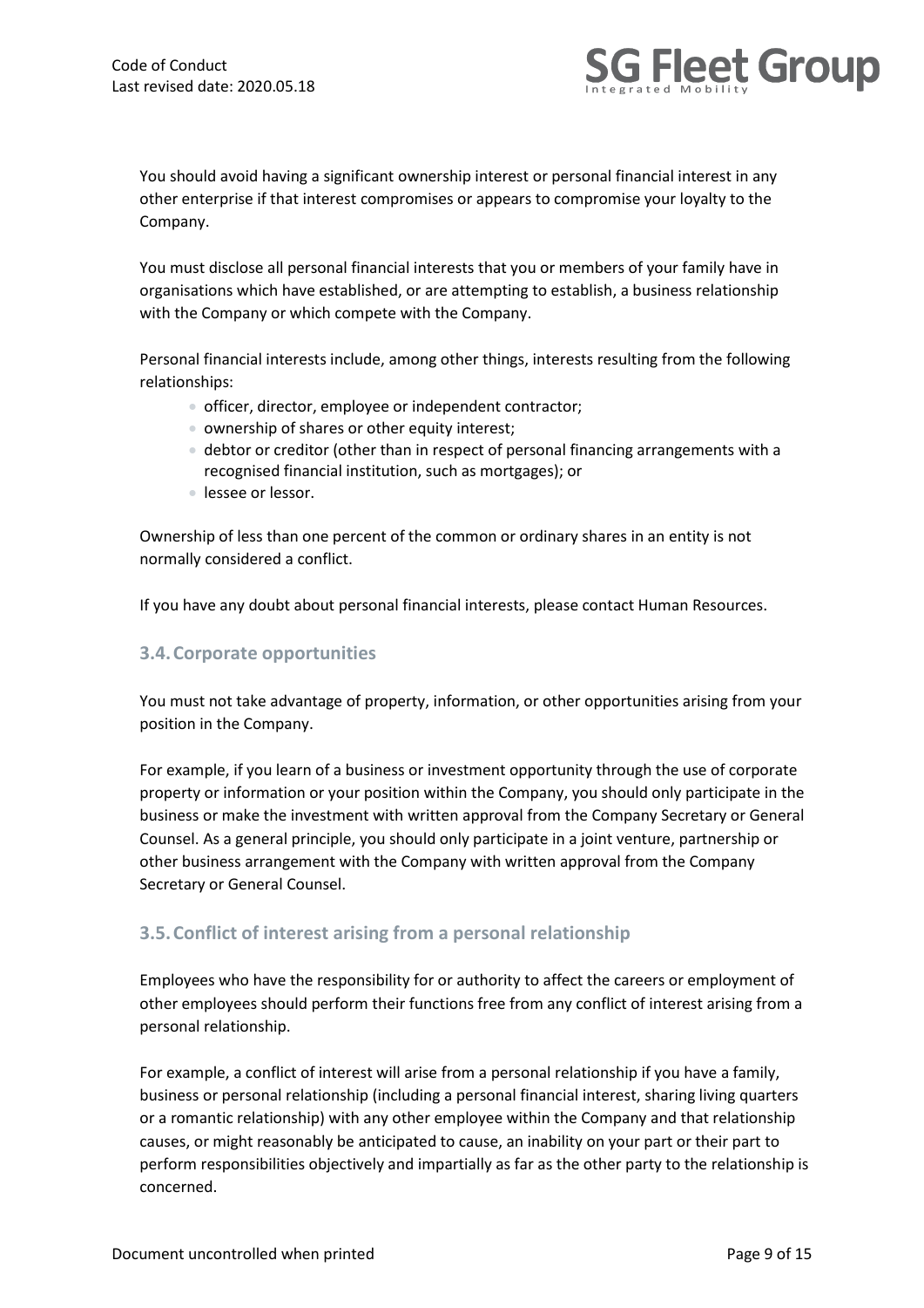You should avoid having a significant ownership interest or personal financial interest in any other enterprise if that interest compromises or appears to compromise your loyalty to the Company.

You must disclose all personal financial interests that you or members of your family have in organisations which have established, or are attempting to establish, a business relationship with the Company or which compete with the Company.

Personal financial interests include, among other things, interests resulting from the following relationships:

- officer, director, employee or independent contractor;
- ownership of shares or other equity interest;
- debtor or creditor (other than in respect of personal financing arrangements with a recognised financial institution, such as mortgages); or
- lessee or lessor.

Ownership of less than one percent of the common or ordinary shares in an entity is not normally considered a conflict.

If you have any doubt about personal financial interests, please contact Human Resources.

### 3.4. Corporate opportunities

You must not take advantage of property, information, or other opportunities arising from your position in the Company.

For example, if you learn of a business or investment opportunity through the use of corporate property or information or your position within the Company, you should only participate in the business or make the investment with written approval from the Company Secretary or General Counsel. As a general principle, you should only participate in a joint venture, partnership or other business arrangement with the Company with written approval from the Company Secretary or General Counsel.

### 3.5. Conflict of interest arising from a personal relationship

Employees who have the responsibility for or authority to affect the careers or employment of other employees should perform their functions free from any conflict of interest arising from a personal relationship.

For example, a conflict of interest will arise from a personal relationship if you have a family, business or personal relationship (including a personal financial interest, sharing living quarters or a romantic relationship) with any other employee within the Company and that relationship causes, or might reasonably be anticipated to cause, an inability on your part or their part to perform responsibilities objectively and impartially as far as the other party to the relationship is concerned.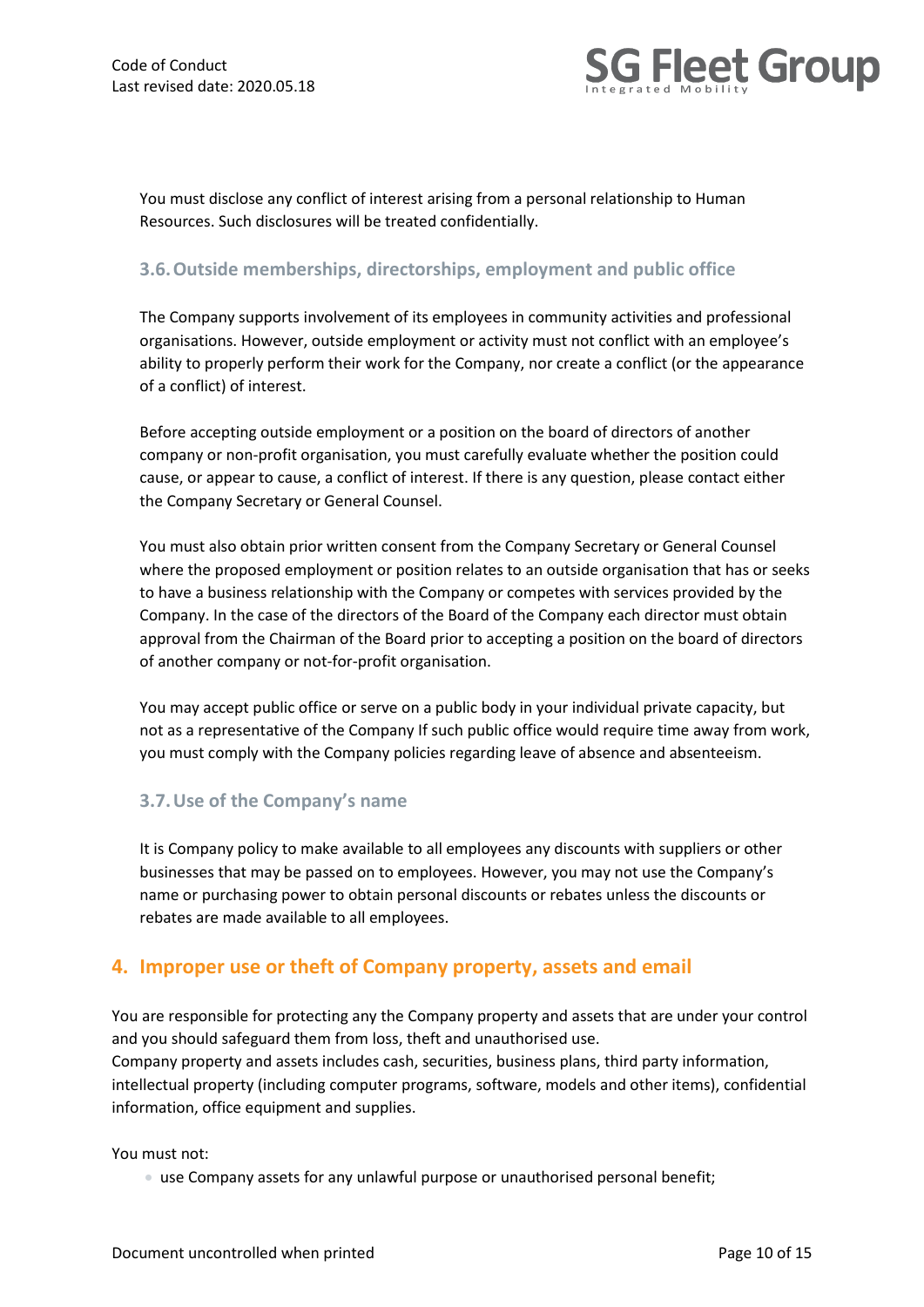You must disclose any conflict of interest arising from a personal relationship to Human Resources. Such disclosures will be treated confidentially.

### 3.6. Outside memberships, directorships, employment and public office

The Company supports involvement of its employees in community activities and professional organisations. However, outside employment or activity must not conflict with an employee's ability to properly perform their work for the Company, nor create a conflict (or the appearance of a conflict) of interest.

Before accepting outside employment or a position on the board of directors of another company or non-profit organisation, you must carefully evaluate whether the position could cause, or appear to cause, a conflict of interest. If there is any question, please contact either the Company Secretary or General Counsel.

You must also obtain prior written consent from the Company Secretary or General Counsel where the proposed employment or position relates to an outside organisation that has or seeks to have a business relationship with the Company or competes with services provided by the Company. In the case of the directors of the Board of the Company each director must obtain approval from the Chairman of the Board prior to accepting a position on the board of directors of another company or not-for-profit organisation.

You may accept public office or serve on a public body in your individual private capacity, but not as a representative of the Company If such public office would require time away from work, you must comply with the Company policies regarding leave of absence and absenteeism.

### 3.7. Use of the Company's name

It is Company policy to make available to all employees any discounts with suppliers or other businesses that may be passed on to employees. However, you may not use the Company's name or purchasing power to obtain personal discounts or rebates unless the discounts or rebates are made available to all employees.

## 4. Improper use or theft of Company property, assets and email

You are responsible for protecting any the Company property and assets that are under your control and you should safeguard them from loss, theft and unauthorised use.
Company property and assets includes cash, securities, business plans, third party information, intellectual property (including computer programs, software, models and other items), confidential information, office equipment and supplies.

You must not:

- use Company assets for any unlawful purpose or unauthorised personal benefit;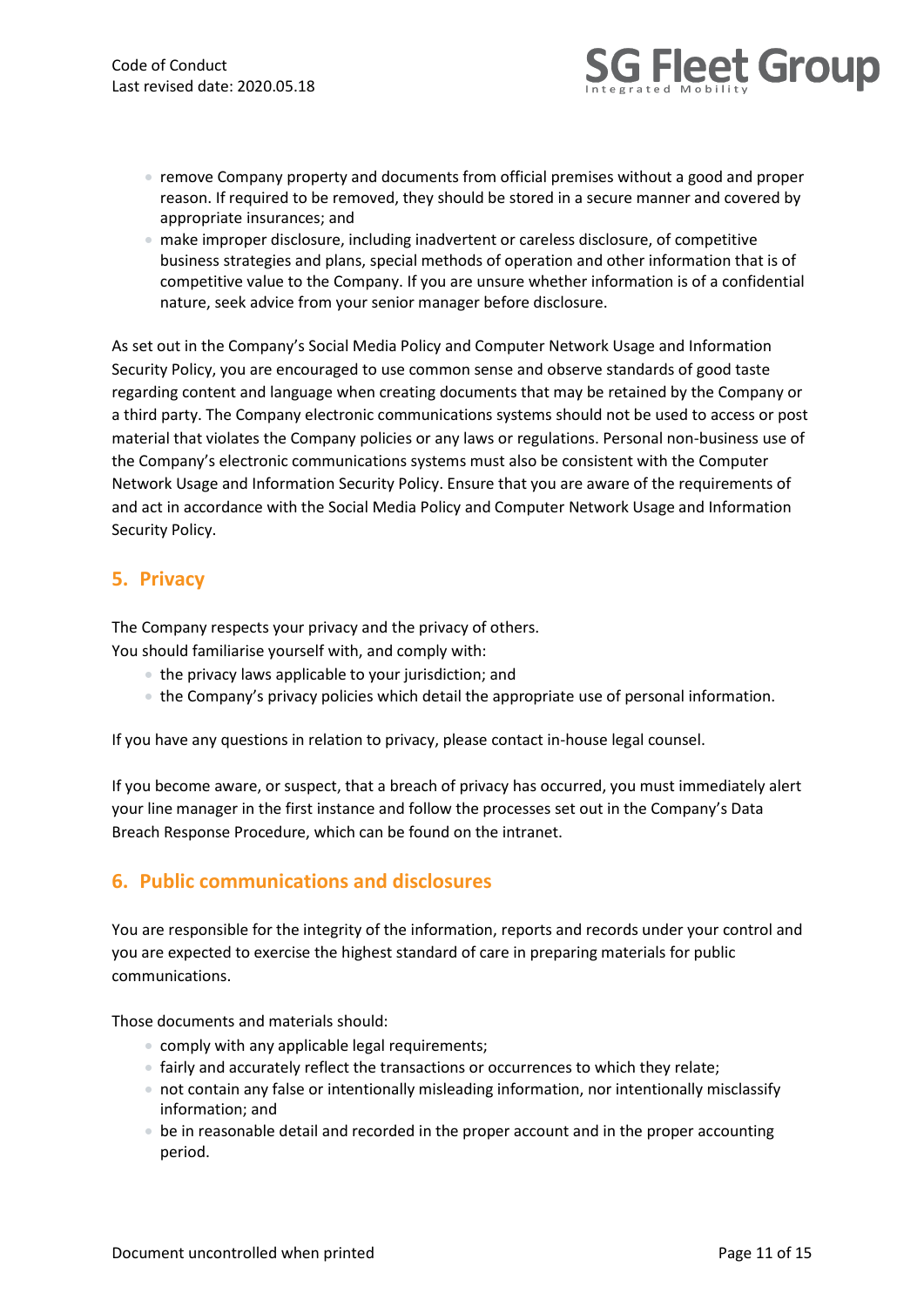- remove Company property and documents from official premises without a good and proper reason. If required to be removed, they should be stored in a secure manner and covered by appropriate insurances; and
- make improper disclosure, including inadvertent or careless disclosure, of competitive business strategies and plans, special methods of operation and other information that is of competitive value to the Company. If you are unsure whether information is of a confidential nature, seek advice from your senior manager before disclosure.

As set out in the Company's Social Media Policy and Computer Network Usage and Information Security Policy, you are encouraged to use common sense and observe standards of good taste regarding content and language when creating documents that may be retained by the Company or a third party. The Company electronic communications systems should not be used to access or post material that violates the Company policies or any laws or regulations. Personal non-business use of the Company's electronic communications systems must also be consistent with the Computer Network Usage and Information Security Policy. Ensure that you are aware of the requirements of and act in accordance with the Social Media Policy and Computer Network Usage and Information Security Policy.

## 5. Privacy

The Company respects your privacy and the privacy of others.
You should familiarise yourself with, and comply with:

- the privacy laws applicable to your jurisdiction; and
- the Company's privacy policies which detail the appropriate use of personal information.

If you have any questions in relation to privacy, please contact in-house legal counsel.

If you become aware, or suspect, that a breach of privacy has occurred, you must immediately alert your line manager in the first instance and follow the processes set out in the Company's Data Breach Response Procedure, which can be found on the intranet.

## 6. Public communications and disclosures

You are responsible for the integrity of the information, reports and records under your control and you are expected to exercise the highest standard of care in preparing materials for public communications.

Those documents and materials should:

- comply with any applicable legal requirements;
- fairly and accurately reflect the transactions or occurrences to which they relate;
- not contain any false or intentionally misleading information, nor intentionally misclassify information; and
- be in reasonable detail and recorded in the proper account and in the proper accounting period.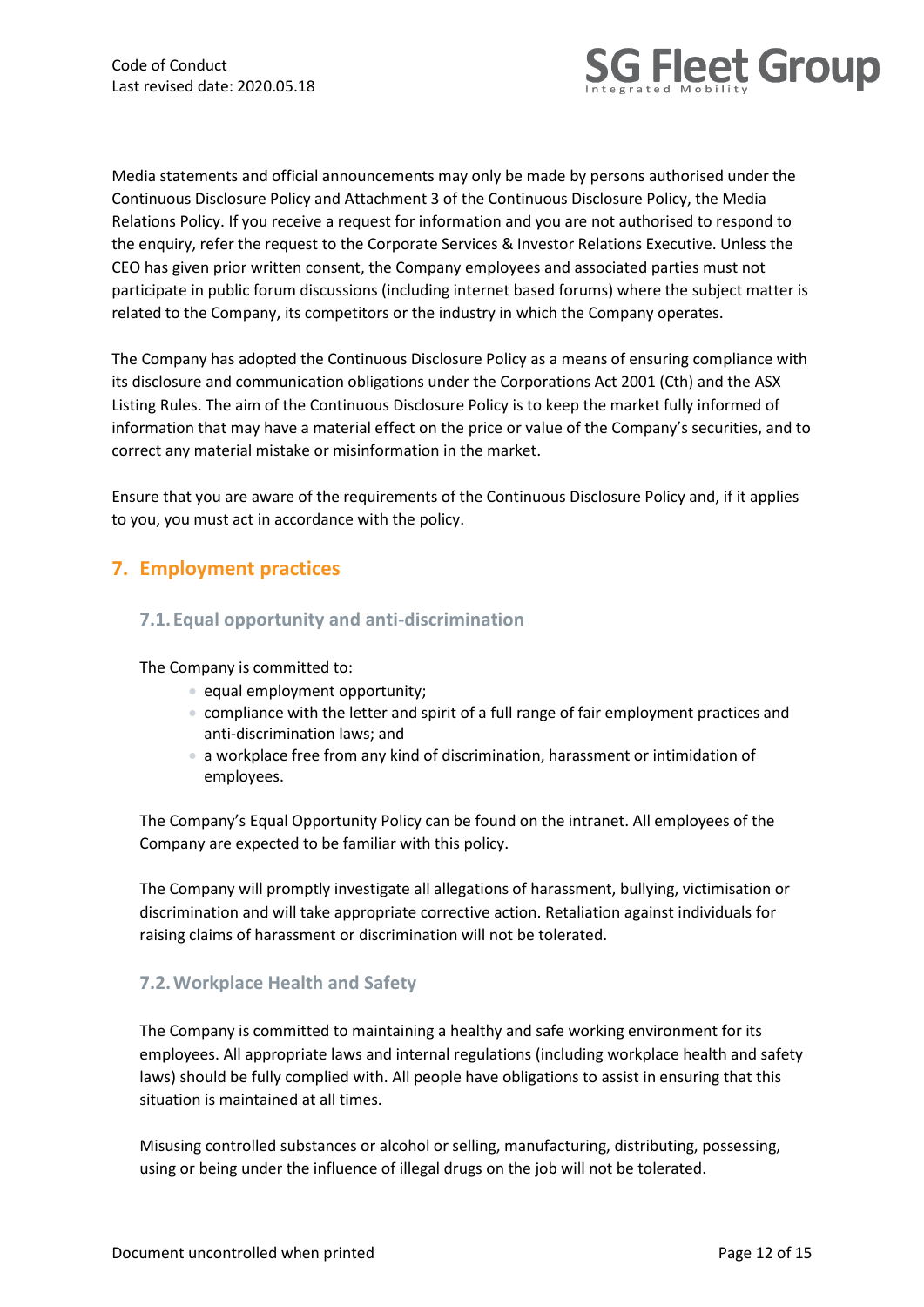Media statements and official announcements may only be made by persons authorised under the Continuous Disclosure Policy and Attachment 3 of the Continuous Disclosure Policy, the Media Relations Policy. If you receive a request for information and you are not authorised to respond to the enquiry, refer the request to the Corporate Services & Investor Relations Executive. Unless the CEO has given prior written consent, the Company employees and associated parties must not participate in public forum discussions (including internet based forums) where the subject matter is related to the Company, its competitors or the industry in which the Company operates.

The Company has adopted the Continuous Disclosure Policy as a means of ensuring compliance with its disclosure and communication obligations under the Corporations Act 2001 (Cth) and the ASX Listing Rules. The aim of the Continuous Disclosure Policy is to keep the market fully informed of information that may have a material effect on the price or value of the Company's securities, and to correct any material mistake or misinformation in the market.

Ensure that you are aware of the requirements of the Continuous Disclosure Policy and, if it applies to you, you must act in accordance with the policy.

## 7. Employment practices

### 7.1. Equal opportunity and anti-discrimination

The Company is committed to:

- equal employment opportunity;
- compliance with the letter and spirit of a full range of fair employment practices and anti-discrimination laws; and
- a workplace free from any kind of discrimination, harassment or intimidation of employees.

The Company's Equal Opportunity Policy can be found on the intranet. All employees of the Company are expected to be familiar with this policy.

The Company will promptly investigate all allegations of harassment, bullying, victimisation or discrimination and will take appropriate corrective action. Retaliation against individuals for raising claims of harassment or discrimination will not be tolerated.

### 7.2. Workplace Health and Safety

The Company is committed to maintaining a healthy and safe working environment for its employees. All appropriate laws and internal regulations (including workplace health and safety laws) should be fully complied with. All people have obligations to assist in ensuring that this situation is maintained at all times.

Misusing controlled substances or alcohol or selling, manufacturing, distributing, possessing, using or being under the influence of illegal drugs on the job will not be tolerated.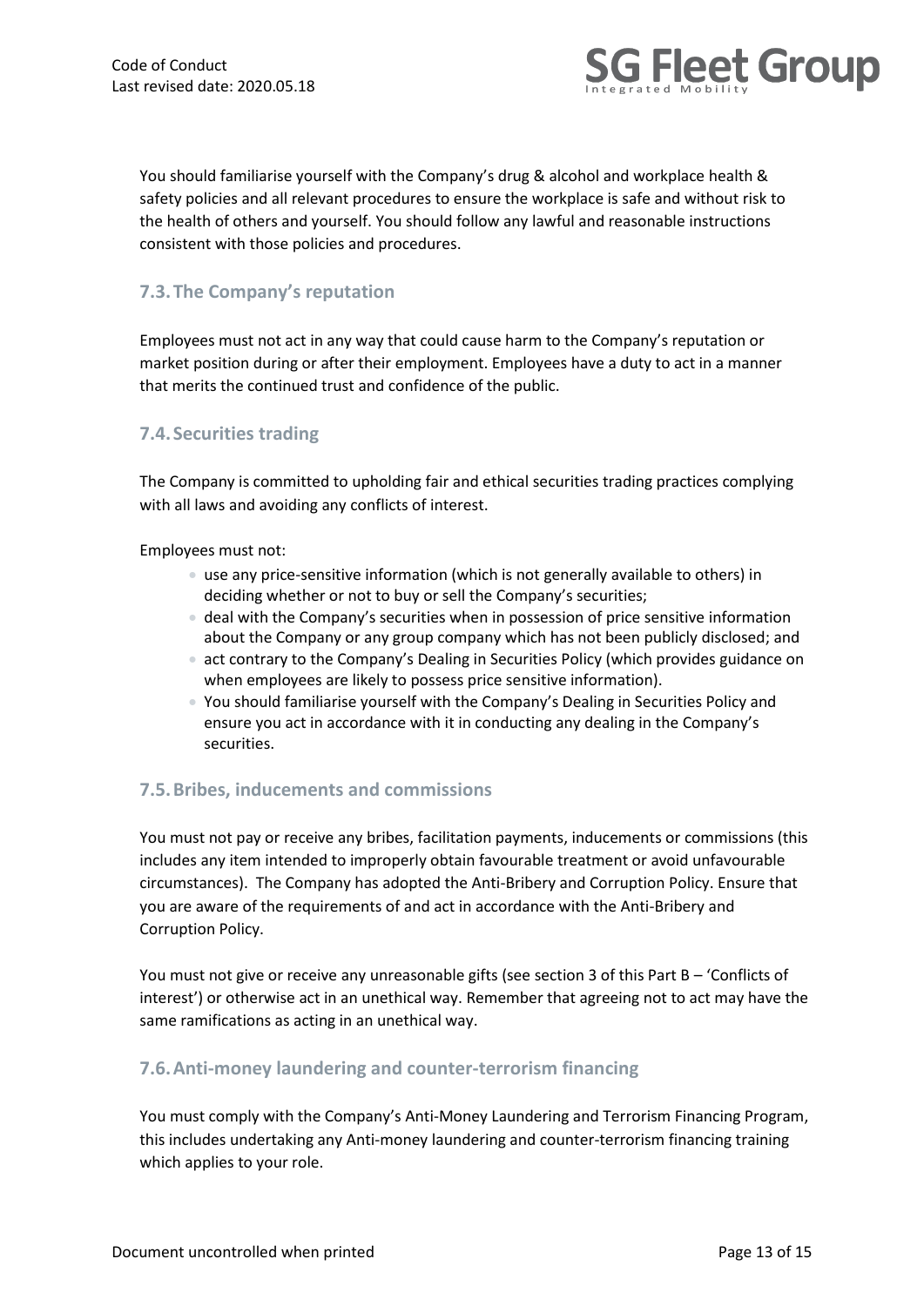You should familiarise yourself with the Company's drug & alcohol and workplace health & safety policies and all relevant procedures to ensure the workplace is safe and without risk to the health of others and yourself. You should follow any lawful and reasonable instructions consistent with those policies and procedures.

### 7.3. The Company's reputation

Employees must not act in any way that could cause harm to the Company's reputation or market position during or after their employment. Employees have a duty to act in a manner that merits the continued trust and confidence of the public.

### 7.4. Securities trading

The Company is committed to upholding fair and ethical securities trading practices complying with all laws and avoiding any conflicts of interest.

Employees must not:

- use any price-sensitive information (which is not generally available to others) in deciding whether or not to buy or sell the Company's securities;
- deal with the Company's securities when in possession of price sensitive information about the Company or any group company which has not been publicly disclosed; and
- act contrary to the Company's Dealing in Securities Policy (which provides guidance on when employees are likely to possess price sensitive information).
- You should familiarise yourself with the Company's Dealing in Securities Policy and ensure you act in accordance with it in conducting any dealing in the Company's securities.

### 7.5. Bribes, inducements and commissions

You must not pay or receive any bribes, facilitation payments, inducements or commissions (this includes any item intended to improperly obtain favourable treatment or avoid unfavourable circumstances). The Company has adopted the Anti-Bribery and Corruption Policy. Ensure that you are aware of the requirements of and act in accordance with the Anti-Bribery and Corruption Policy.

You must not give or receive any unreasonable gifts (see section 3 of this Part B – 'Conflicts of interest') or otherwise act in an unethical way. Remember that agreeing not to act may have the same ramifications as acting in an unethical way.

### 7.6. Anti-money laundering and counter-terrorism financing

You must comply with the Company's Anti-Money Laundering and Terrorism Financing Program, this includes undertaking any Anti-money laundering and counter-terrorism financing training which applies to your role.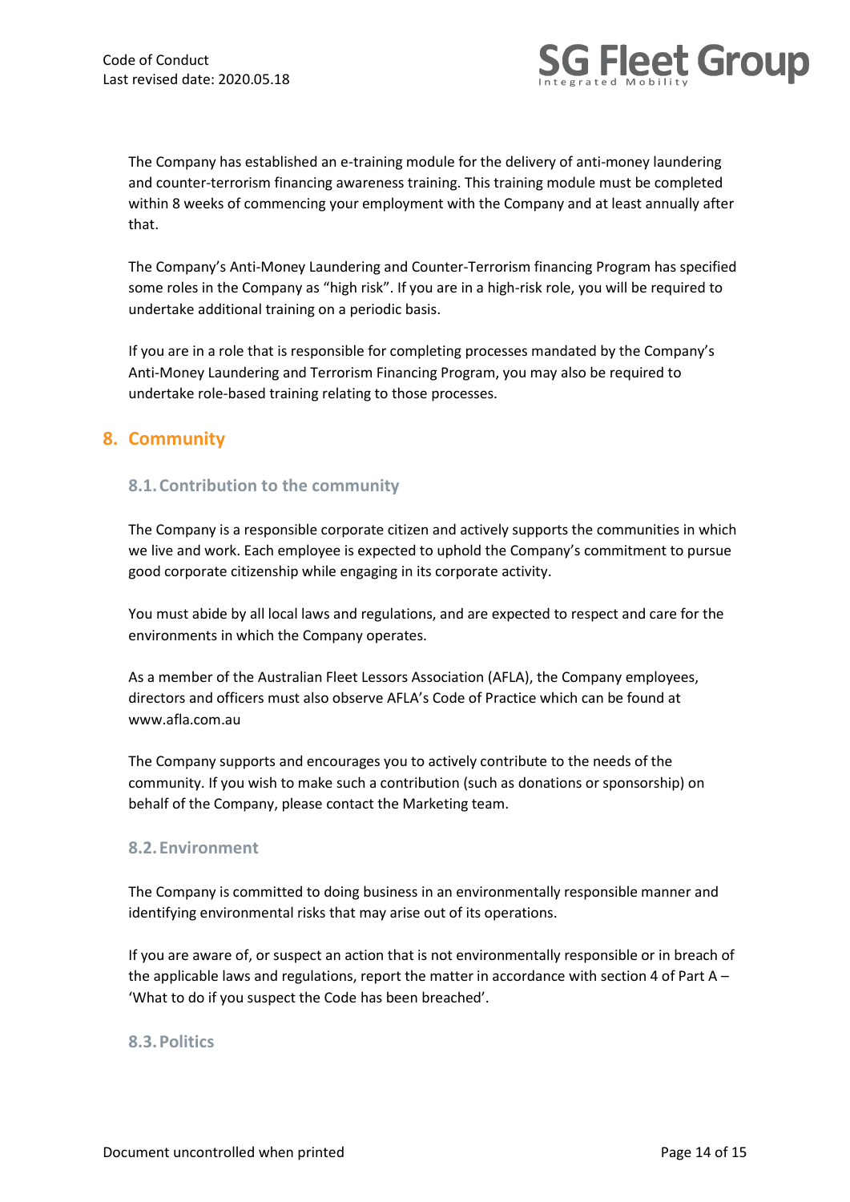The Company has established an e-training module for the delivery of anti-money laundering and counter-terrorism financing awareness training. This training module must be completed within 8 weeks of commencing your employment with the Company and at least annually after that.

The Company's Anti-Money Laundering and Counter-Terrorism financing Program has specified some roles in the Company as "high risk". If you are in a high-risk role, you will be required to undertake additional training on a periodic basis.

If you are in a role that is responsible for completing processes mandated by the Company's Anti-Money Laundering and Terrorism Financing Program, you may also be required to undertake role-based training relating to those processes.

## 8. Community

### 8.1. Contribution to the community

The Company is a responsible corporate citizen and actively supports the communities in which we live and work. Each employee is expected to uphold the Company's commitment to pursue good corporate citizenship while engaging in its corporate activity.

You must abide by all local laws and regulations, and are expected to respect and care for the environments in which the Company operates.

As a member of the Australian Fleet Lessors Association (AFLA), the Company employees, directors and officers must also observe AFLA's Code of Practice which can be found at www.afla.com.au

The Company supports and encourages you to actively contribute to the needs of the community. If you wish to make such a contribution (such as donations or sponsorship) on behalf of the Company, please contact the Marketing team.

### 8.2. Environment

The Company is committed to doing business in an environmentally responsible manner and identifying environmental risks that may arise out of its operations.

If you are aware of, or suspect an action that is not environmentally responsible or in breach of the applicable laws and regulations, report the matter in accordance with section 4 of Part A – 'What to do if you suspect the Code has been breached'.

### 8.3. Politics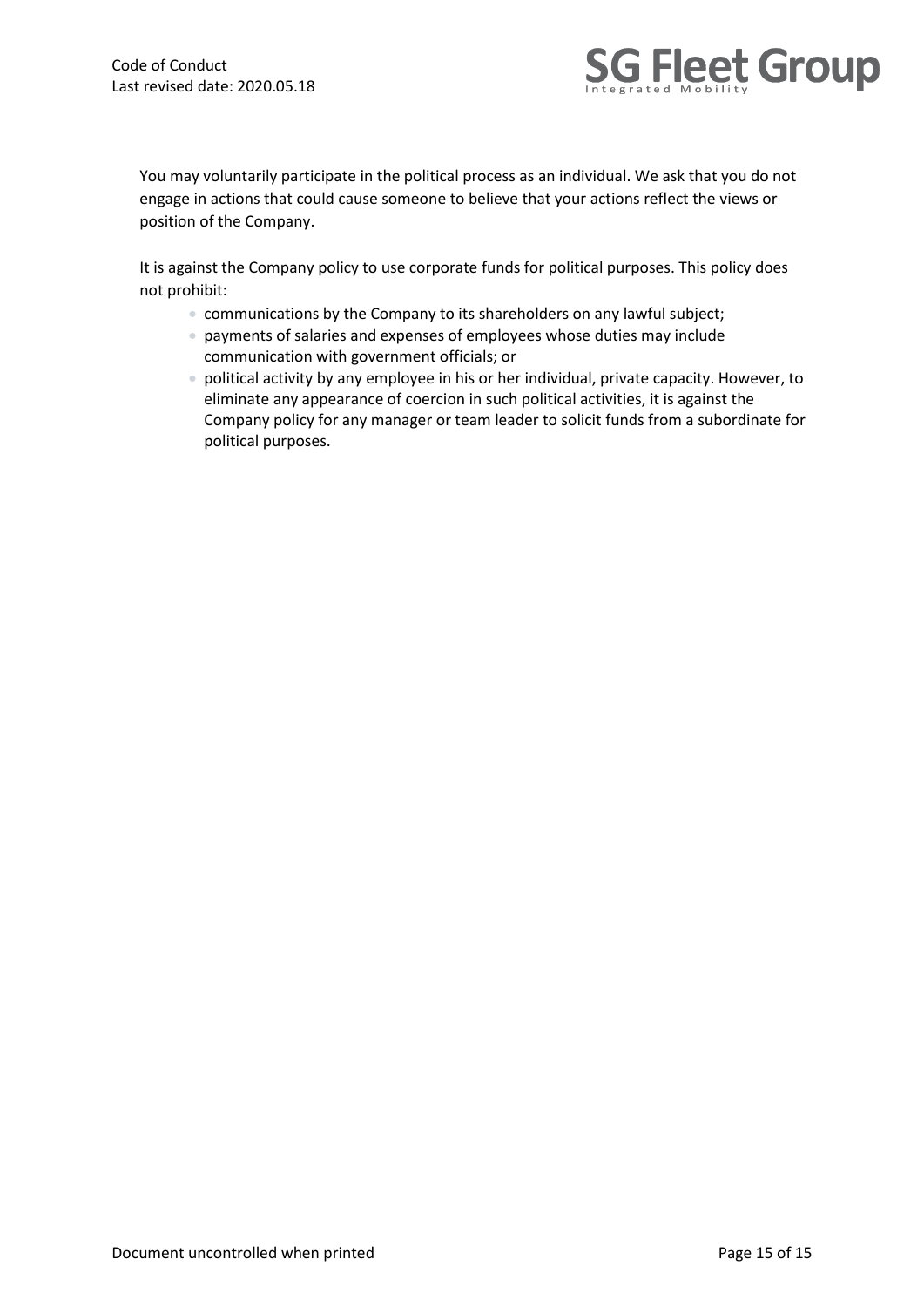You may voluntarily participate in the political process as an individual. We ask that you do not engage in actions that could cause someone to believe that your actions reflect the views or position of the Company.

It is against the Company policy to use corporate funds for political purposes. This policy does not prohibit:

- communications by the Company to its shareholders on any lawful subject;
- payments of salaries and expenses of employees whose duties may include communication with government officials; or
- political activity by any employee in his or her individual, private capacity. However, to eliminate any appearance of coercion in such political activities, it is against the Company policy for any manager or team leader to solicit funds from a subordinate for political purposes.